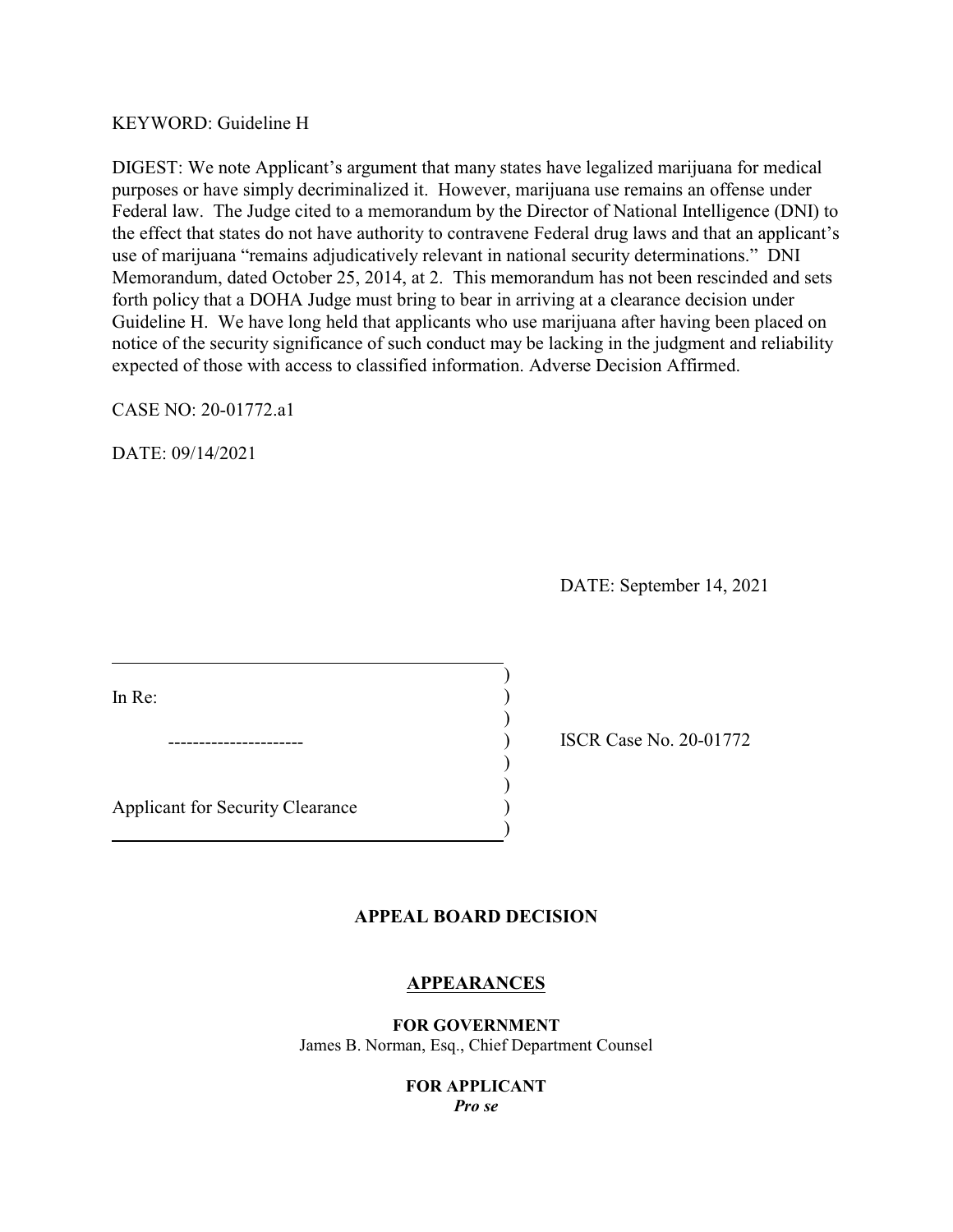KEYWORD: Guideline H

DIGEST: We note Applicant's argument that many states have legalized marijuana for medical purposes or have simply decriminalized it. However, marijuana use remains an offense under Federal law. The Judge cited to a memorandum by the Director of National Intelligence (DNI) to the effect that states do not have authority to contravene Federal drug laws and that an applicant's use of marijuana "remains adjudicatively relevant in national security determinations." DNI Memorandum, dated October 25, 2014, at 2. This memorandum has not been rescinded and sets forth policy that a DOHA Judge must bring to bear in arriving at a clearance decision under Guideline H. We have long held that applicants who use marijuana after having been placed on notice of the security significance of such conduct may be lacking in the judgment and reliability expected of those with access to classified information. Adverse Decision Affirmed.

CASE NO: 20-01772.a1

DATE: 09/14/2021

DATE: September 14, 2021

| | |
|---|---|
| In Re:<br><br>----------------------<br><br>Applicant for Security Clearance | ISCR Case No. 20-01772 |

## APPEAL BOARD DECISION

### APPEARANCES

**FOR GOVERNMENT**
James B. Norman, Esq., Chief Department Counsel

**FOR APPLICANT**
***Pro se***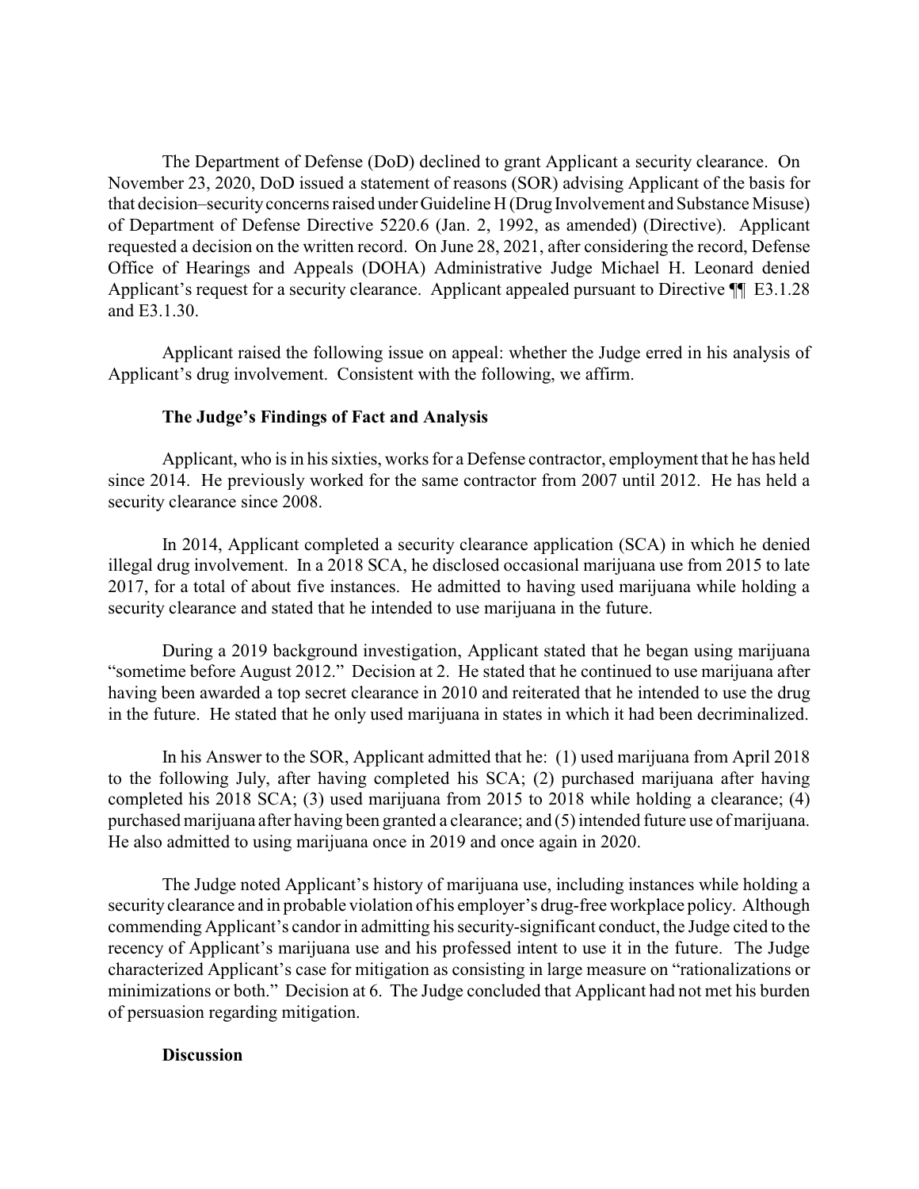The Department of Defense (DoD) declined to grant Applicant a security clearance. On November 23, 2020, DoD issued a statement of reasons (SOR) advising Applicant of the basis for that decision–security concerns raised under Guideline H (Drug Involvement and Substance Misuse) of Department of Defense Directive 5220.6 (Jan. 2, 1992, as amended) (Directive). Applicant requested a decision on the written record. On June 28, 2021, after considering the record, Defense Office of Hearings and Appeals (DOHA) Administrative Judge Michael H. Leonard denied Applicant's request for a security clearance. Applicant appealed pursuant to Directive ¶¶ E3.1.28 and E3.1.30.

Applicant raised the following issue on appeal: whether the Judge erred in his analysis of Applicant's drug involvement. Consistent with the following, we affirm.

### The Judge's Findings of Fact and Analysis

Applicant, who is in his sixties, works for a Defense contractor, employment that he has held since 2014. He previously worked for the same contractor from 2007 until 2012. He has held a security clearance since 2008.

In 2014, Applicant completed a security clearance application (SCA) in which he denied illegal drug involvement. In a 2018 SCA, he disclosed occasional marijuana use from 2015 to late 2017, for a total of about five instances. He admitted to having used marijuana while holding a security clearance and stated that he intended to use marijuana in the future.

During a 2019 background investigation, Applicant stated that he began using marijuana "sometime before August 2012." Decision at 2. He stated that he continued to use marijuana after having been awarded a top secret clearance in 2010 and reiterated that he intended to use the drug in the future. He stated that he only used marijuana in states in which it had been decriminalized.

In his Answer to the SOR, Applicant admitted that he: (1) used marijuana from April 2018 to the following July, after having completed his SCA; (2) purchased marijuana after having completed his 2018 SCA; (3) used marijuana from 2015 to 2018 while holding a clearance; (4) purchased marijuana after having been granted a clearance; and (5) intended future use of marijuana. He also admitted to using marijuana once in 2019 and once again in 2020.

The Judge noted Applicant's history of marijuana use, including instances while holding a security clearance and in probable violation of his employer's drug-free workplace policy. Although commending Applicant's candor in admitting his security-significant conduct, the Judge cited to the recency of Applicant's marijuana use and his professed intent to use it in the future. The Judge characterized Applicant's case for mitigation as consisting in large measure on "rationalizations or minimizations or both." Decision at 6. The Judge concluded that Applicant had not met his burden of persuasion regarding mitigation.

### Discussion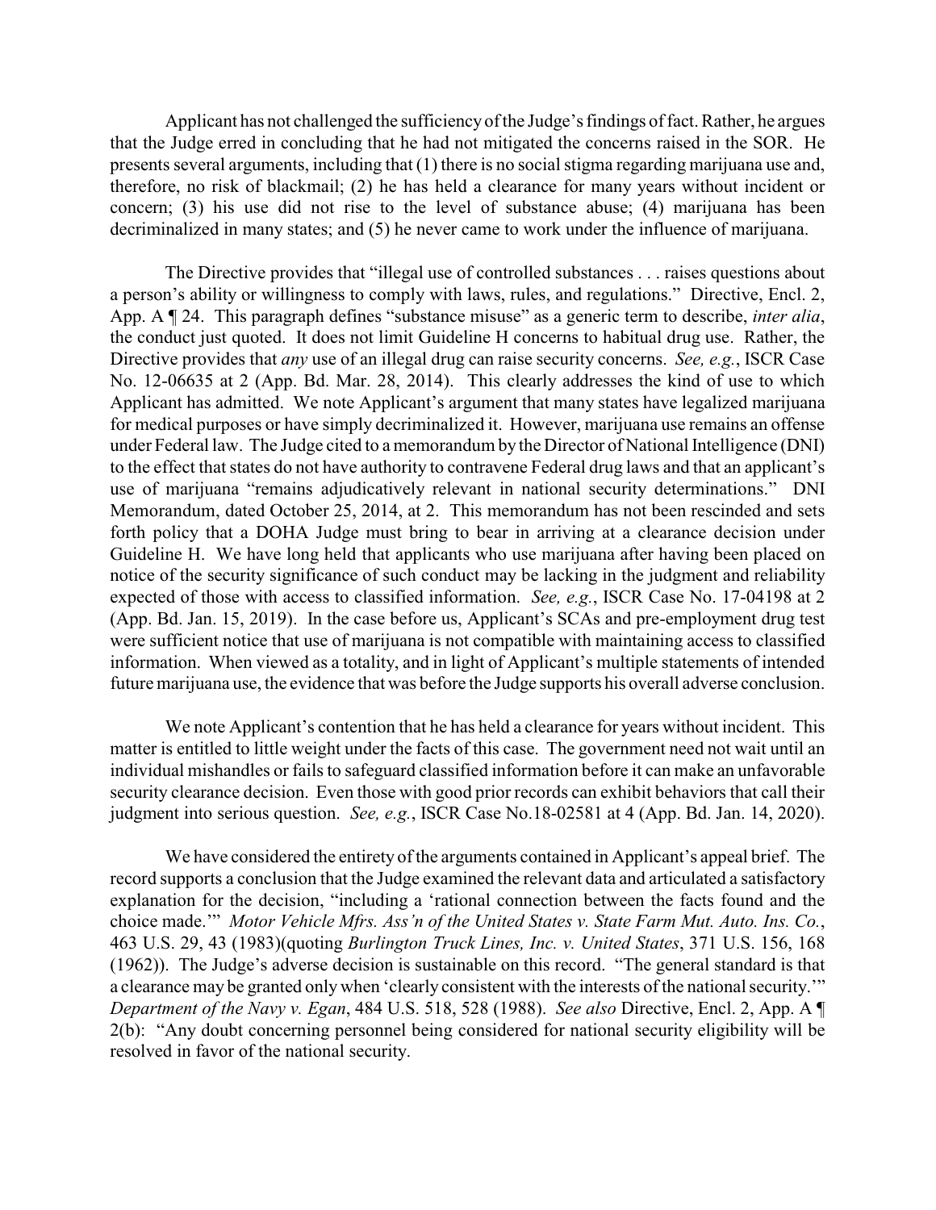Applicant has not challenged the sufficiency of the Judge's findings of fact. Rather, he argues that the Judge erred in concluding that he had not mitigated the concerns raised in the SOR. He presents several arguments, including that (1) there is no social stigma regarding marijuana use and, therefore, no risk of blackmail; (2) he has held a clearance for many years without incident or concern; (3) his use did not rise to the level of substance abuse; (4) marijuana has been decriminalized in many states; and (5) he never came to work under the influence of marijuana.

The Directive provides that "illegal use of controlled substances . . . raises questions about a person's ability or willingness to comply with laws, rules, and regulations." Directive, Encl. 2, App. A ¶ 24. This paragraph defines "substance misuse" as a generic term to describe, *inter alia*, the conduct just quoted. It does not limit Guideline H concerns to habitual drug use. Rather, the Directive provides that *any* use of an illegal drug can raise security concerns. *See, e.g.*, ISCR Case No. 12-06635 at 2 (App. Bd. Mar. 28, 2014). This clearly addresses the kind of use to which Applicant has admitted. We note Applicant's argument that many states have legalized marijuana for medical purposes or have simply decriminalized it. However, marijuana use remains an offense under Federal law. The Judge cited to a memorandum by the Director of National Intelligence (DNI) to the effect that states do not have authority to contravene Federal drug laws and that an applicant's use of marijuana "remains adjudicatively relevant in national security determinations." DNI Memorandum, dated October 25, 2014, at 2. This memorandum has not been rescinded and sets forth policy that a DOHA Judge must bring to bear in arriving at a clearance decision under Guideline H. We have long held that applicants who use marijuana after having been placed on notice of the security significance of such conduct may be lacking in the judgment and reliability expected of those with access to classified information. *See, e.g.*, ISCR Case No. 17-04198 at 2 (App. Bd. Jan. 15, 2019). In the case before us, Applicant's SCAs and pre-employment drug test were sufficient notice that use of marijuana is not compatible with maintaining access to classified information. When viewed as a totality, and in light of Applicant's multiple statements of intended future marijuana use, the evidence that was before the Judge supports his overall adverse conclusion.

We note Applicant's contention that he has held a clearance for years without incident. This matter is entitled to little weight under the facts of this case. The government need not wait until an individual mishandles or fails to safeguard classified information before it can make an unfavorable security clearance decision. Even those with good prior records can exhibit behaviors that call their judgment into serious question. *See, e.g.*, ISCR Case No.18-02581 at 4 (App. Bd. Jan. 14, 2020).

We have considered the entirety of the arguments contained in Applicant's appeal brief. The record supports a conclusion that the Judge examined the relevant data and articulated a satisfactory explanation for the decision, "including a 'rational connection between the facts found and the choice made.'" *Motor Vehicle Mfrs. Ass'n of the United States v. State Farm Mut. Auto. Ins. Co.*, 463 U.S. 29, 43 (1983)(quoting *Burlington Truck Lines, Inc. v. United States*, 371 U.S. 156, 168 (1962)). The Judge's adverse decision is sustainable on this record. "The general standard is that a clearance may be granted only when 'clearly consistent with the interests of the national security.'" *Department of the Navy v. Egan*, 484 U.S. 518, 528 (1988). *See also* Directive, Encl. 2, App. A ¶ 2(b): "Any doubt concerning personnel being considered for national security eligibility will be resolved in favor of the national security.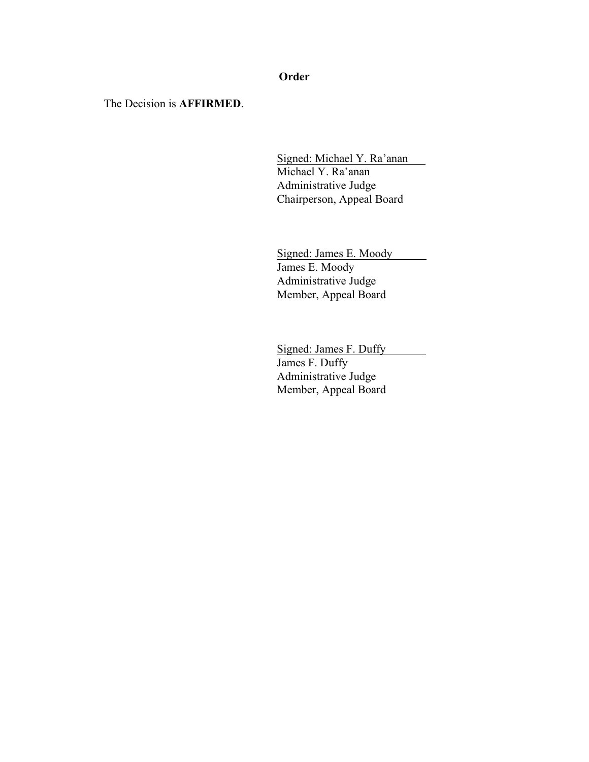## Order

The Decision is **AFFIRMED**.

Signed: Michael Y. Ra'anan
Michael Y. Ra'anan
Administrative Judge
Chairperson, Appeal Board

Signed: James E. Moody
James E. Moody
Administrative Judge
Member, Appeal Board

Signed: James F. Duffy
James F. Duffy
Administrative Judge
Member, Appeal Board